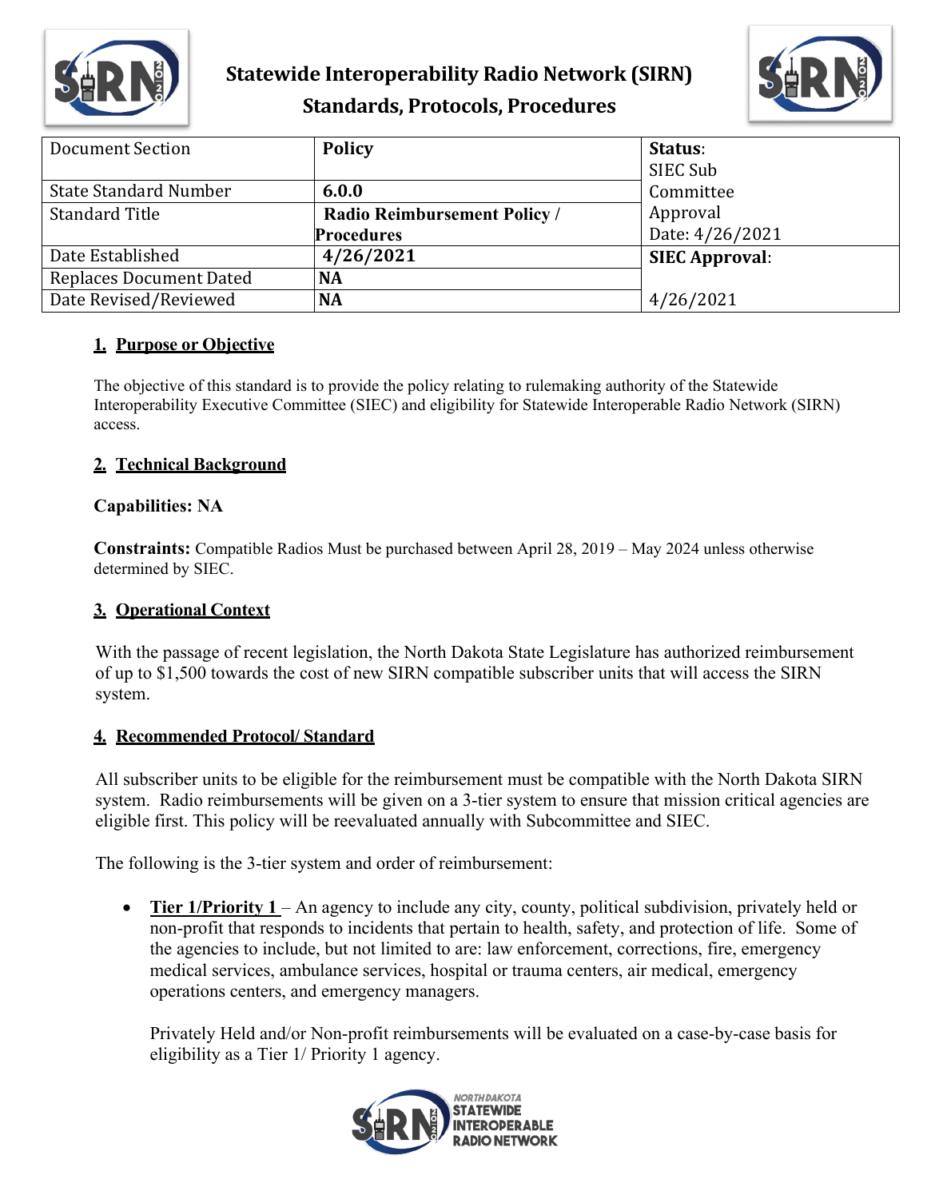# Statewide Interoperability Radio Network (SIRN)
# Standards, Protocols, Procedures

| | | |
|---|---|---|
| Document Section | **Policy** | **Status**: SIEC Sub Committee Approval Date: 4/26/2021 |
| State Standard Number | **6.0.0** | |
| Standard Title | **Radio Reimbursement Policy / Procedures** | |
| Date Established | **4/26/2021** | **SIEC Approval**: 4/26/2021 |
| Replaces Document Dated | **NA** | |
| Date Revised/Reviewed | **NA** | |

## 1. Purpose or Objective

The objective of this standard is to provide the policy relating to rulemaking authority of the Statewide Interoperability Executive Committee (SIEC) and eligibility for Statewide Interoperable Radio Network (SIRN) access.

## 2. Technical Background

**Capabilities: NA**

**Constraints:** Compatible Radios Must be purchased between April 28, 2019 – May 2024 unless otherwise determined by SIEC.

## 3. Operational Context

With the passage of recent legislation, the North Dakota State Legislature has authorized reimbursement of up to $1,500 towards the cost of new SIRN compatible subscriber units that will access the SIRN system.

## 4. Recommended Protocol/ Standard

All subscriber units to be eligible for the reimbursement must be compatible with the North Dakota SIRN system. Radio reimbursements will be given on a 3-tier system to ensure that mission critical agencies are eligible first. This policy will be reevaluated annually with Subcommittee and SIEC.

The following is the 3-tier system and order of reimbursement:

- **Tier 1/Priority 1** – An agency to include any city, county, political subdivision, privately held or non-profit that responds to incidents that pertain to health, safety, and protection of life. Some of the agencies to include, but not limited to are: law enforcement, corrections, fire, emergency medical services, ambulance services, hospital or trauma centers, air medical, emergency operations centers, and emergency managers.

  Privately Held and/or Non-profit reimbursements will be evaluated on a case-by-case basis for eligibility as a Tier 1/ Priority 1 agency.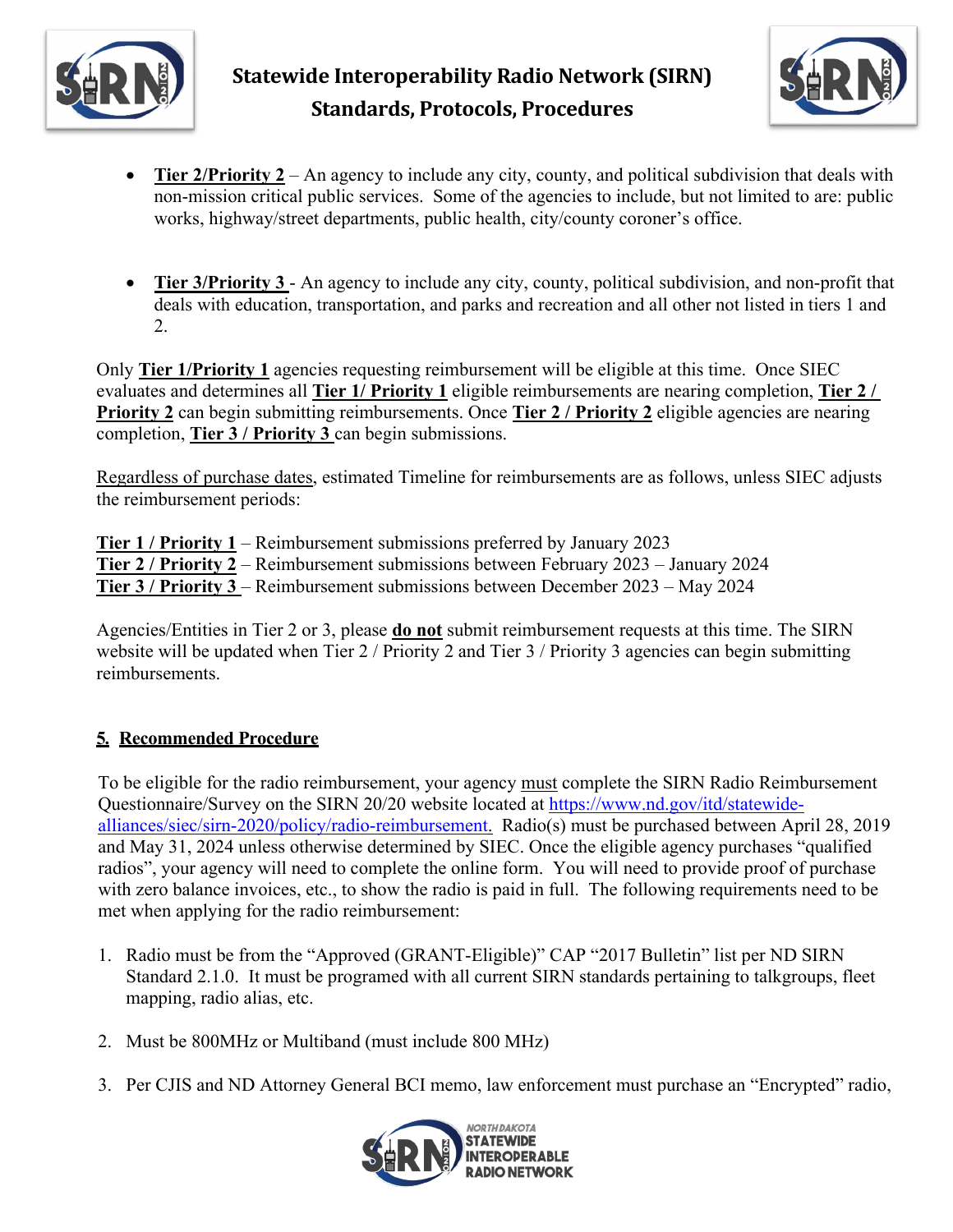- **Tier 2/Priority 2** – An agency to include any city, county, and political subdivision that deals with non-mission critical public services. Some of the agencies to include, but not limited to are: public works, highway/street departments, public health, city/county coroner's office.

- **Tier 3/Priority 3** - An agency to include any city, county, political subdivision, and non-profit that deals with education, transportation, and parks and recreation and all other not listed in tiers 1 and 2.

Only **Tier 1/Priority 1** agencies requesting reimbursement will be eligible at this time. Once SIEC evaluates and determines all **Tier 1/ Priority 1** eligible reimbursements are nearing completion, **Tier 2 / Priority 2** can begin submitting reimbursements. Once **Tier 2 / Priority 2** eligible agencies are nearing completion, **Tier 3 / Priority 3** can begin submissions.

Regardless of purchase dates, estimated Timeline for reimbursements are as follows, unless SIEC adjusts the reimbursement periods:

**Tier 1 / Priority 1** – Reimbursement submissions preferred by January 2023
**Tier 2 / Priority 2** – Reimbursement submissions between February 2023 – January 2024
**Tier 3 / Priority 3** – Reimbursement submissions between December 2023 – May 2024

Agencies/Entities in Tier 2 or 3, please **do not** submit reimbursement requests at this time. The SIRN website will be updated when Tier 2 / Priority 2 and Tier 3 / Priority 3 agencies can begin submitting reimbursements.

## 5. Recommended Procedure

To be eligible for the radio reimbursement, your agency must complete the SIRN Radio Reimbursement Questionnaire/Survey on the SIRN 20/20 website located at https://www.nd.gov/itd/statewide-alliances/siec/sirn-2020/policy/radio-reimbursement. Radio(s) must be purchased between April 28, 2019 and May 31, 2024 unless otherwise determined by SIEC. Once the eligible agency purchases "qualified radios", your agency will need to complete the online form. You will need to provide proof of purchase with zero balance invoices, etc., to show the radio is paid in full. The following requirements need to be met when applying for the radio reimbursement:

1. Radio must be from the "Approved (GRANT-Eligible)" CAP "2017 Bulletin" list per ND SIRN Standard 2.1.0. It must be programed with all current SIRN standards pertaining to talkgroups, fleet mapping, radio alias, etc.

2. Must be 800MHz or Multiband (must include 800 MHz)

3. Per CJIS and ND Attorney General BCI memo, law enforcement must purchase an "Encrypted" radio,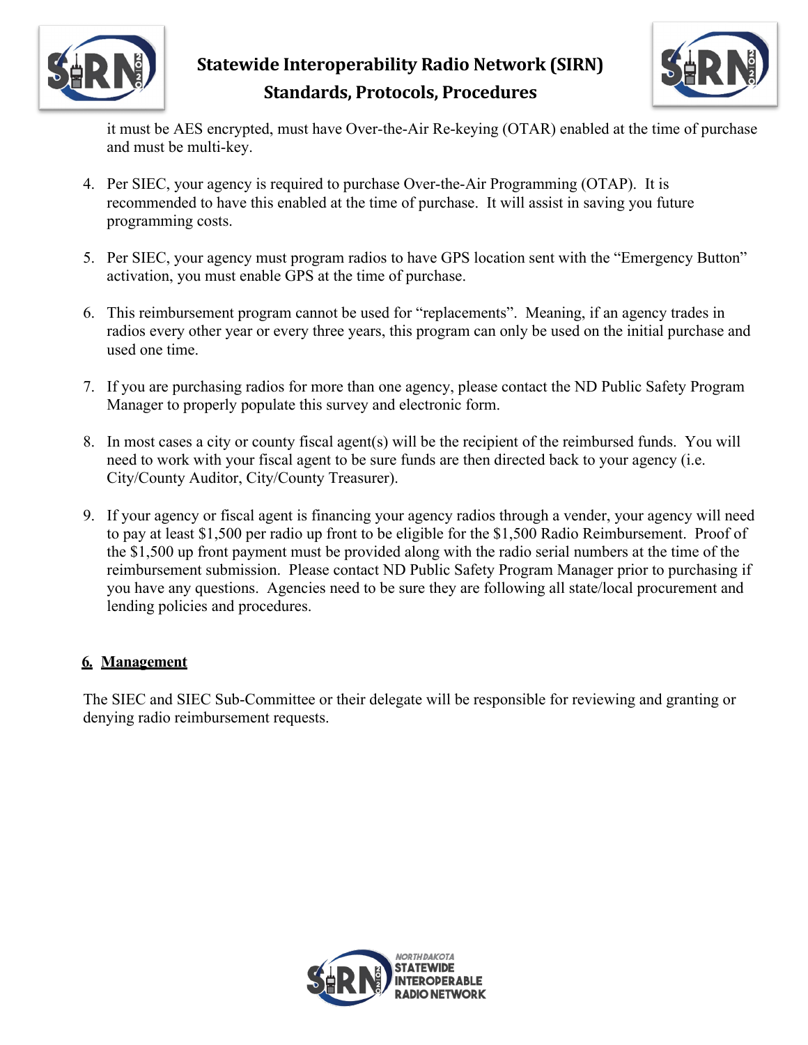it must be AES encrypted, must have Over-the-Air Re-keying (OTAR) enabled at the time of purchase and must be multi-key.

4. Per SIEC, your agency is required to purchase Over-the-Air Programming (OTAP). It is recommended to have this enabled at the time of purchase. It will assist in saving you future programming costs.

5. Per SIEC, your agency must program radios to have GPS location sent with the "Emergency Button" activation, you must enable GPS at the time of purchase.

6. This reimbursement program cannot be used for "replacements". Meaning, if an agency trades in radios every other year or every three years, this program can only be used on the initial purchase and used one time.

7. If you are purchasing radios for more than one agency, please contact the ND Public Safety Program Manager to properly populate this survey and electronic form.

8. In most cases a city or county fiscal agent(s) will be the recipient of the reimbursed funds. You will need to work with your fiscal agent to be sure funds are then directed back to your agency (i.e. City/County Auditor, City/County Treasurer).

9. If your agency or fiscal agent is financing your agency radios through a vender, your agency will need to pay at least $1,500 per radio up front to be eligible for the $1,500 Radio Reimbursement. Proof of the $1,500 up front payment must be provided along with the radio serial numbers at the time of the reimbursement submission. Please contact ND Public Safety Program Manager prior to purchasing if you have any questions. Agencies need to be sure they are following all state/local procurement and lending policies and procedures.

## 6. Management

The SIEC and SIEC Sub-Committee or their delegate will be responsible for reviewing and granting or denying radio reimbursement requests.